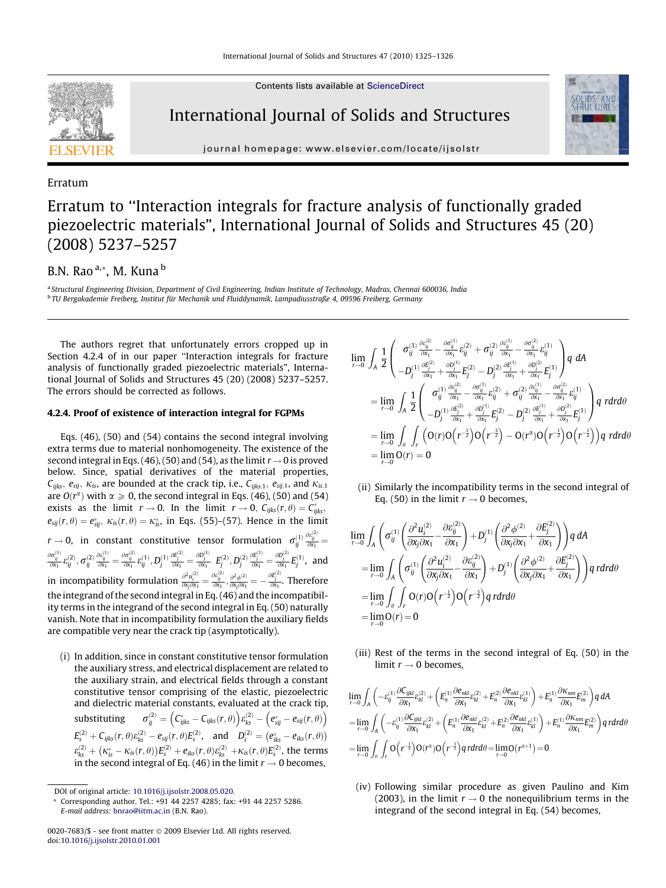Erratum

# Erratum to "Interaction integrals for fracture analysis of functionally graded piezoelectric materials", International Journal of Solids and Structures 45 (20) (2008) 5237–5257

B.N. Rao [a,*], M. Kuna [b]

[a] Structural Engineering Division, Department of Civil Engineering, Indian Institute of Technology, Madras, Chennai 600036, India
[b] TU Bergakademie Freiberg, Institut für Mechanik und Fluiddynamik, Lampadiusstraße 4, 09596 Freiberg, Germany

The authors regret that unfortunately errors cropped up in Section 4.2.4 of in our paper "Interaction integrals for fracture analysis of functionally graded piezoelectric materials", International Journal of Solids and Structures 45 (20) (2008) 5237–5257. The errors should be corrected as follows.

### 4.2.4. Proof of existence of interaction integral for FGPMs

Eqs. (46), (50) and (54) contains the second integral involving extra terms due to material nonhomogeneity. The existence of the second integral in Eqs. (46), (50) and (54), as the limit $r \to 0$ is proved below. Since, spatial derivatives of the material properties, $C_{ijks}$, $e_{sij}$, $\kappa_{is}$, are bounded at the crack tip, i.e., $C_{ijks,1}$, $e_{sij,1}$, and $\kappa_{is,1}$ are $O(r^{\alpha})$ with $\alpha \geqslant 0$, the second integral in Eqs. (46), (50) and (54) exists as the limit $r \to 0$. In the limit $r \to 0$, $C_{ijks}(r,\theta) = C^{*}_{ijks}$, $e_{sij}(r,\theta) = e^{*}_{sij}$, $\kappa_{is}(r,\theta) = \kappa^{*}_{is}$, in Eqs. (55)–(57). Hence in the limit $r \to 0$, in constant constitutive tensor formulation $\sigma^{(1)}_{ij}\frac{\partial \varepsilon^{(2)}_{ij}}{\partial x_1} = \frac{\partial \sigma^{(1)}_{ij}}{\partial x_1}\varepsilon^{(2)}_{ij}, \sigma^{(2)}_{ij}\frac{\partial \varepsilon^{(1)}_{ij}}{\partial x_1} = \frac{\partial \sigma^{(2)}_{ij}}{\partial x_1}\varepsilon^{(1)}_{ij}, D^{(1)}_{j}\frac{\partial E^{(2)}_{j}}{\partial x_1} = \frac{\partial D^{(1)}_{j}}{\partial x_1}E^{(2)}_{j}, D^{(2)}_{j}\frac{\partial E^{(1)}_{j}}{\partial x_1} = \frac{\partial D^{(2)}_{j}}{\partial x_1}E^{(1)}_{j}$, and in incompatibility formulation $\frac{\partial^2 u^{(2)}_{i}}{\partial x_j \partial x_1} = \frac{\partial \varepsilon^{(2)}_{ij}}{\partial x_1}, \frac{\partial^2 \phi^{(2)}}{\partial x_j \partial x_1} = -\frac{\partial E^{(2)}_{j}}{\partial x_1}$. Therefore the integrand of the second integral in Eq. (46) and the incompatibility terms in the integrand of the second integral in Eq. (50) naturally vanish. Note that in incompatibility formulation the auxiliary fields are compatible very near the crack tip (asymptotically).

(i) In addition, since in constant constitutive tensor formulation the auxiliary stress, and electrical displacement are related to the auxiliary strain, and electrical fields through a constant constitutive tensor comprising of the elastic, piezoelectric and dielectric material constants, evaluated at the crack tip, substituting $\sigma^{(2)}_{ij} = \left(C^{*}_{ijks} - C_{ijks}(r,\theta)\right)\varepsilon^{(2)}_{ks} - \left(e^{*}_{sij} - e_{sij}(r,\theta)\right) E^{(2)}_{s} + C_{ijks}(r,\theta)\varepsilon^{(2)}_{ks} - e_{sij}(r,\theta)E^{(2)}_{s}$, and $D^{(2)}_{i} = \left(e^{*}_{iks} - e_{iks}(r,\theta)\right)\varepsilon^{(2)}_{ks} + \left(\kappa^{*}_{is} - \kappa_{is}(r,\theta)\right)E^{(2)}_{s} + e_{iks}(r,\theta)\varepsilon^{(2)}_{ks} + \kappa_{is}(r,\theta)E^{(2)}_{s}$, the terms in the second integral of Eq. (46) in the limit $r \to 0$ becomes,

$$
\begin{aligned}
&\lim_{r\to 0}\int_A \frac{1}{2}\begin{pmatrix} \sigma^{(1)}_{ij}\frac{\partial \varepsilon^{(2)}_{ij}}{\partial x_1} - \frac{\partial \sigma^{(1)}_{ij}}{\partial x_1}\varepsilon^{(2)}_{ij} + \sigma^{(2)}_{ij}\frac{\partial \varepsilon^{(1)}_{ij}}{\partial x_1} - \frac{\partial \sigma^{(2)}_{ij}}{\partial x_1}\varepsilon^{(1)}_{ij} \\ -D^{(1)}_{j}\frac{\partial E^{(2)}_{j}}{\partial x_1} + \frac{\partial D^{(1)}_{j}}{\partial x_1}E^{(2)}_{j} - D^{(2)}_{j}\frac{\partial E^{(1)}_{j}}{\partial x_1} + \frac{\partial D^{(2)}_{j}}{\partial x_1}E^{(1)}_{j} \end{pmatrix} q\, dA \\
&= \lim_{r\to 0}\int_A \frac{1}{2}\begin{pmatrix} \sigma^{(1)}_{ij}\frac{\partial \varepsilon^{(2)}_{ij}}{\partial x_1} - \frac{\partial \sigma^{(1)}_{ij}}{\partial x_1}\varepsilon^{(2)}_{ij} + \sigma^{(2)}_{ij}\frac{\partial \varepsilon^{(1)}_{ij}}{\partial x_1} - \frac{\partial \sigma^{(2)}_{ij}}{\partial x_1}\varepsilon^{(1)}_{ij} \\ -D^{(1)}_{j}\frac{\partial E^{(2)}_{j}}{\partial x_1} + \frac{\partial D^{(1)}_{j}}{\partial x_1}E^{(2)}_{j} - D^{(2)}_{j}\frac{\partial E^{(1)}_{j}}{\partial x_1} + \frac{\partial D^{(2)}_{j}}{\partial x_1}E^{(1)}_{j} \end{pmatrix} q\, r dr d\theta \\
&= \lim_{r\to 0}\int_\theta \int_r \left( O(r)O\left(r^{-\frac{1}{2}}\right)O\left(r^{-\frac{3}{2}}\right) - O(r^{\alpha})O\left(r^{-\frac{1}{2}}\right)O\left(r^{-\frac{1}{2}}\right)\right) q\, r dr d\theta \\
&= \lim_{r\to 0} O(r) = 0
\end{aligned}
$$

(ii) Similarly the incompatibility terms in the second integral of Eq. (50) in the limit $r \to 0$ becomes,

$$
\begin{aligned}
&\lim_{r\to 0}\int_A \left( \sigma^{(1)}_{ij}\left(\frac{\partial^2 u^{(2)}_{i}}{\partial x_j \partial x_1} - \frac{\partial \varepsilon^{(2)}_{ij}}{\partial x_1}\right) + D^{(1)}_{j}\left(\frac{\partial^2 \phi^{(2)}}{\partial x_j \partial x_1} + \frac{\partial E^{(2)}_{j}}{\partial x_1}\right)\right) q\, dA \\
&= \lim_{r\to 0}\int_A \left( \sigma^{(1)}_{ij}\left(\frac{\partial^2 u^{(2)}_{i}}{\partial x_j \partial x_1} - \frac{\partial \varepsilon^{(2)}_{ij}}{\partial x_1}\right) + D^{(1)}_{j}\left(\frac{\partial^2 \phi^{(2)}}{\partial x_j \partial x_1} + \frac{\partial E^{(2)}_{j}}{\partial x_1}\right)\right) q\, r dr d\theta \\
&= \lim_{r\to 0}\int_\theta \int_r O(r)O\left(r^{-\frac{1}{2}}\right)O\left(r^{-\frac{3}{2}}\right) q\, r dr d\theta \\
&= \lim_{r\to 0} O(r) = 0
\end{aligned}
$$

(iii) Rest of the terms in the second integral of Eq. (50) in the limit $r \to 0$ becomes,

$$
\begin{aligned}
&\lim_{r\to 0}\int_A \left( -\varepsilon^{(1)}_{ij}\frac{\partial C_{ijkl}}{\partial x_1}\varepsilon^{(2)}_{kl} + \left(E^{(1)}_{n}\frac{\partial e_{nkl}}{\partial x_1}\varepsilon^{(2)}_{kl} + E^{(2)}_{n}\frac{\partial e_{nkl}}{\partial x_1}\varepsilon^{(1)}_{kl}\right) + E^{(1)}_{n}\frac{\partial \kappa_{nm}}{\partial x_1}E^{(2)}_{m}\right) q\, dA \\
&= \lim_{r\to 0}\int_A \left( -\varepsilon^{(1)}_{ij}\frac{\partial C_{ijkl}}{\partial x_1}\varepsilon^{(2)}_{kl} + \left(E^{(1)}_{n}\frac{\partial e_{nkl}}{\partial x_1}\varepsilon^{(2)}_{kl} + E^{(2)}_{n}\frac{\partial e_{nkl}}{\partial x_1}\varepsilon^{(1)}_{kl}\right) + E^{(1)}_{n}\frac{\partial \kappa_{nm}}{\partial x_1}E^{(2)}_{m}\right) q\, r dr d\theta \\
&= \lim_{r\to 0}\int_\theta \int_r O\left(r^{-\frac{1}{2}}\right)O(r^{\alpha})O\left(r^{-\frac{1}{2}}\right) q\, r dr d\theta = \lim_{r\to 0} O(r^{\alpha+1}) = 0
\end{aligned}
$$

(iv) Following similar procedure as given Paulino and Kim (2003), in the limit $r \to 0$ the nonequilibrium terms in the integrand of the second integral in Eq. (54) becomes,

DOI of original article: 10.1016/j.ijsolstr.2008.05.020.

* Corresponding author. Tel.: +91 44 2257 4285; fax: +91 44 2257 5286. E-mail address: bnrao@iitm.ac.in (B.N. Rao).

0020-7683/$ - see front matter © 2009 Elsevier Ltd. All rights reserved.
doi:10.1016/j.ijsolstr.2010.01.001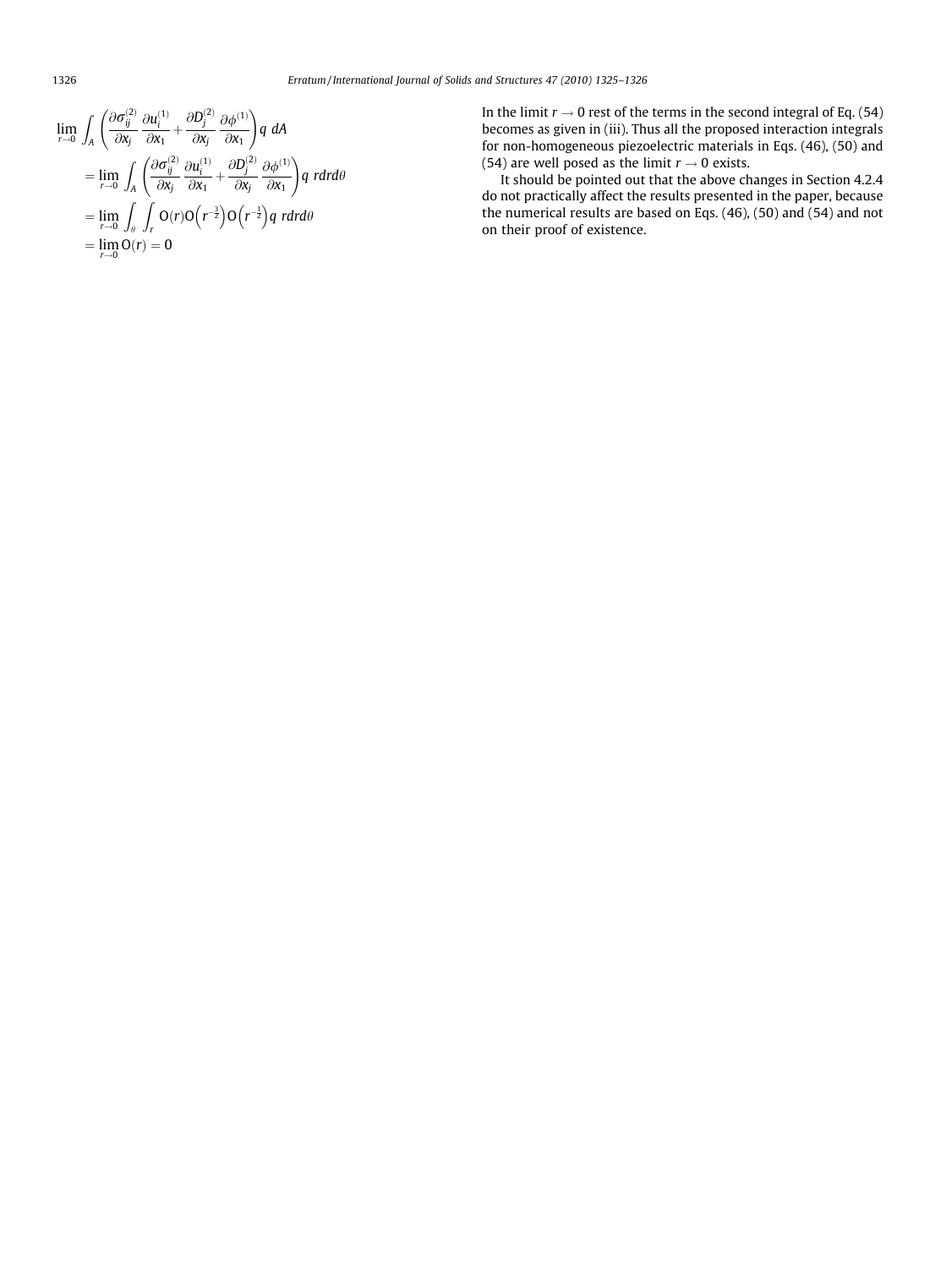$$
\begin{aligned}
&\lim_{r\to 0}\int_A \left(\frac{\partial \sigma_{ij}^{(2)}}{\partial x_j}\frac{\partial u_i^{(1)}}{\partial x_1}+\frac{\partial D_j^{(2)}}{\partial x_j}\frac{\partial \phi^{(1)}}{\partial x_1}\right) q\ dA \\
&= \lim_{r\to 0}\int_A \left(\frac{\partial \sigma_{ij}^{(2)}}{\partial x_j}\frac{\partial u_i^{(1)}}{\partial x_1}+\frac{\partial D_j^{(2)}}{\partial x_j}\frac{\partial \phi^{(1)}}{\partial x_1}\right) q\ r dr d\theta \\
&= \lim_{r\to 0}\int_\theta \int_r O(r) O\left(r^{-\frac{3}{2}}\right) O\left(r^{-\frac{1}{2}}\right) q\ r dr d\theta \\
&= \lim_{r\to 0} O(r) = 0
\end{aligned}
$$

In the limit $r \to 0$ rest of the terms in the second integral of Eq. (54) becomes as given in (iii). Thus all the proposed interaction integrals for non-homogeneous piezoelectric materials in Eqs. (46), (50) and (54) are well posed as the limit $r \to 0$ exists.

It should be pointed out that the above changes in Section 4.2.4 do not practically affect the results presented in the paper, because the numerical results are based on Eqs. (46), (50) and (54) and not on their proof of existence.